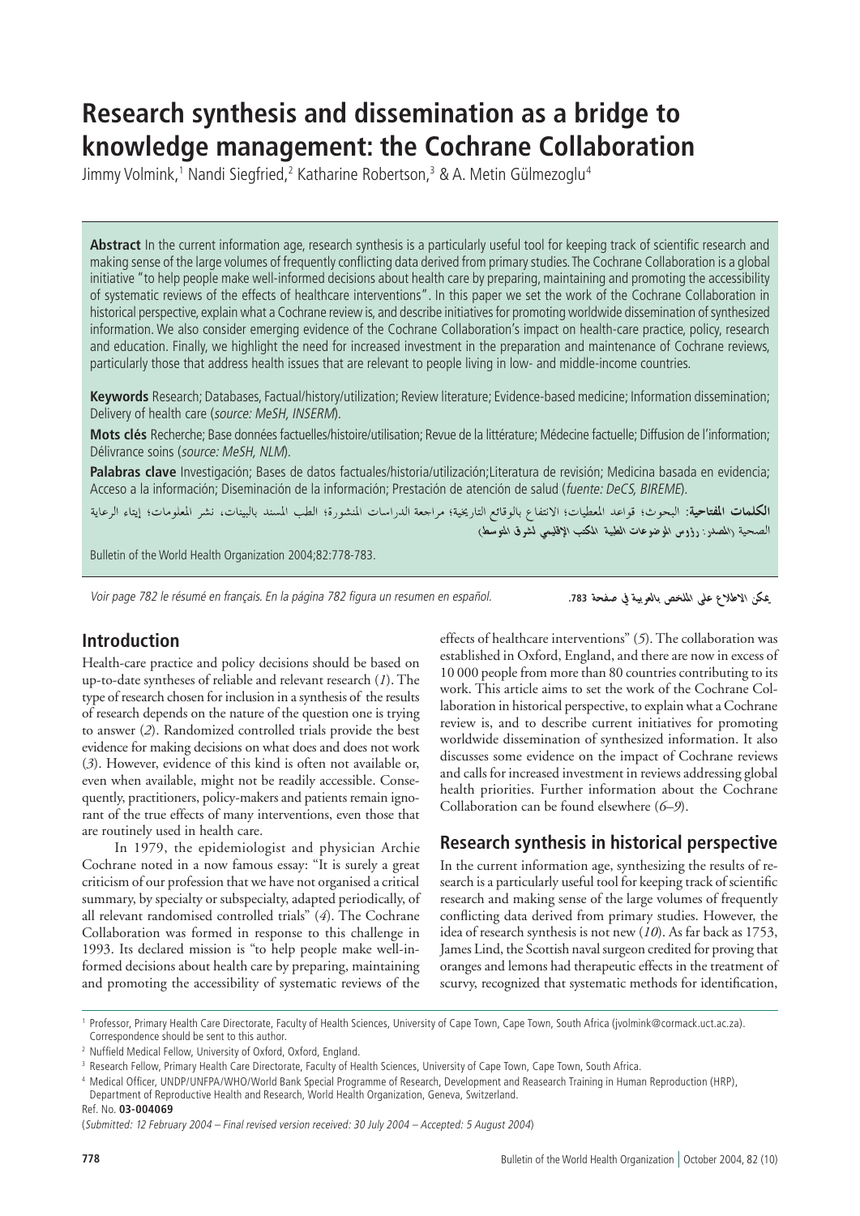# Research synthesis and dissemination as a bridge to knowledge management: the Cochrane Collaboration

Jimmy Volmink,[1] Nandi Siegfried,[2] Katharine Robertson,[3] & A. Metin Gülmezoglu[4]

**Abstract** In the current information age, research synthesis is a particularly useful tool for keeping track of scientific research and making sense of the large volumes of frequently conflicting data derived from primary studies. The Cochrane Collaboration is a global initiative "to help people make well-informed decisions about health care by preparing, maintaining and promoting the accessibility of systematic reviews of the effects of healthcare interventions". In this paper we set the work of the Cochrane Collaboration in historical perspective, explain what a Cochrane review is, and describe initiatives for promoting worldwide dissemination of synthesized information. We also consider emerging evidence of the Cochrane Collaboration's impact on health-care practice, policy, research and education. Finally, we highlight the need for increased investment in the preparation and maintenance of Cochrane reviews, particularly those that address health issues that are relevant to people living in low- and middle-income countries.

**Keywords** Research; Databases, Factual/history/utilization; Review literature; Evidence-based medicine; Information dissemination; Delivery of health care (*source: MeSH, INSERM*).

**Mots clés** Recherche; Base données factuelles/histoire/utilisation; Revue de la littérature; Médecine factuelle; Diffusion de l'information; Délivrance soins (*source: MeSH, NLM*).

**Palabras clave** Investigación; Bases de datos factuales/historia/utilización;Literatura de revisión; Medicina basada en evidencia; Acceso a la información; Diseminación de la información; Prestación de atención de salud (*fuente: DeCS, BIREME*).

**الكلمات المفتاحية**: البحوث؛ قواعد المعطيات؛ الانتفاع بالوقائع التاريخية؛ مراجعة الدراسات المنشورة؛ الطب المسند بالبينات، نشر المعلومات؛ إيتاء الرعاية الصحية (المصدر: رؤوس الموضوعات الطبية، المكتب الإقليمي لشرق المتوسط)

Bulletin of the World Health Organization 2004;82:778-783.

*Voir page 782 le résumé en français. En la página 782 figura un resumen en español.*

يمكن الاطلاع على الملخص بالعربية في صفحة 783.

## Introduction

Health-care practice and policy decisions should be based on up-to-date syntheses of reliable and relevant research (*1*). The type of research chosen for inclusion in a synthesis of the results of research depends on the nature of the question one is trying to answer (*2*). Randomized controlled trials provide the best evidence for making decisions on what does and does not work (*3*). However, evidence of this kind is often not available or, even when available, might not be readily accessible. Consequently, practitioners, policy-makers and patients remain ignorant of the true effects of many interventions, even those that are routinely used in health care.

In 1979, the epidemiologist and physician Archie Cochrane noted in a now famous essay: "It is surely a great criticism of our profession that we have not organised a critical summary, by specialty or subspecialty, adapted periodically, of all relevant randomised controlled trials" (*4*). The Cochrane Collaboration was formed in response to this challenge in 1993. Its declared mission is "to help people make well-informed decisions about health care by preparing, maintaining and promoting the accessibility of systematic reviews of the effects of healthcare interventions" (*5*). The collaboration was established in Oxford, England, and there are now in excess of 10 000 people from more than 80 countries contributing to its work. This article aims to set the work of the Cochrane Collaboration in historical perspective, to explain what a Cochrane review is, and to describe current initiatives for promoting worldwide dissemination of synthesized information. It also discusses some evidence on the impact of Cochrane reviews and calls for increased investment in reviews addressing global health priorities. Further information about the Cochrane Collaboration can be found elsewhere (*6–9*).

## Research synthesis in historical perspective

In the current information age, synthesizing the results of research is a particularly useful tool for keeping track of scientific research and making sense of the large volumes of frequently conflicting data derived from primary studies. However, the idea of research synthesis is not new (*10*). As far back as 1753, James Lind, the Scottish naval surgeon credited for proving that oranges and lemons had therapeutic effects in the treatment of scurvy, recognized that systematic methods for identification,

[1] Professor, Primary Health Care Directorate, Faculty of Health Sciences, University of Cape Town, Cape Town, South Africa (jvolmink@cormack.uct.ac.za). Correspondence should be sent to this author.

[2] Nuffield Medical Fellow, University of Oxford, Oxford, England.

[3] Research Fellow, Primary Health Care Directorate, Faculty of Health Sciences, University of Cape Town, Cape Town, South Africa.

[4] Medical Officer, UNDP/UNFPA/WHO/World Bank Special Programme of Research, Development and Reasearch Training in Human Reproduction (HRP), Department of Reproductive Health and Research, World Health Organization, Geneva, Switzerland.

Ref. No. **03-004069**

(*Submitted: 12 February 2004 – Final revised version received: 30 July 2004 – Accepted: 5 August 2004*)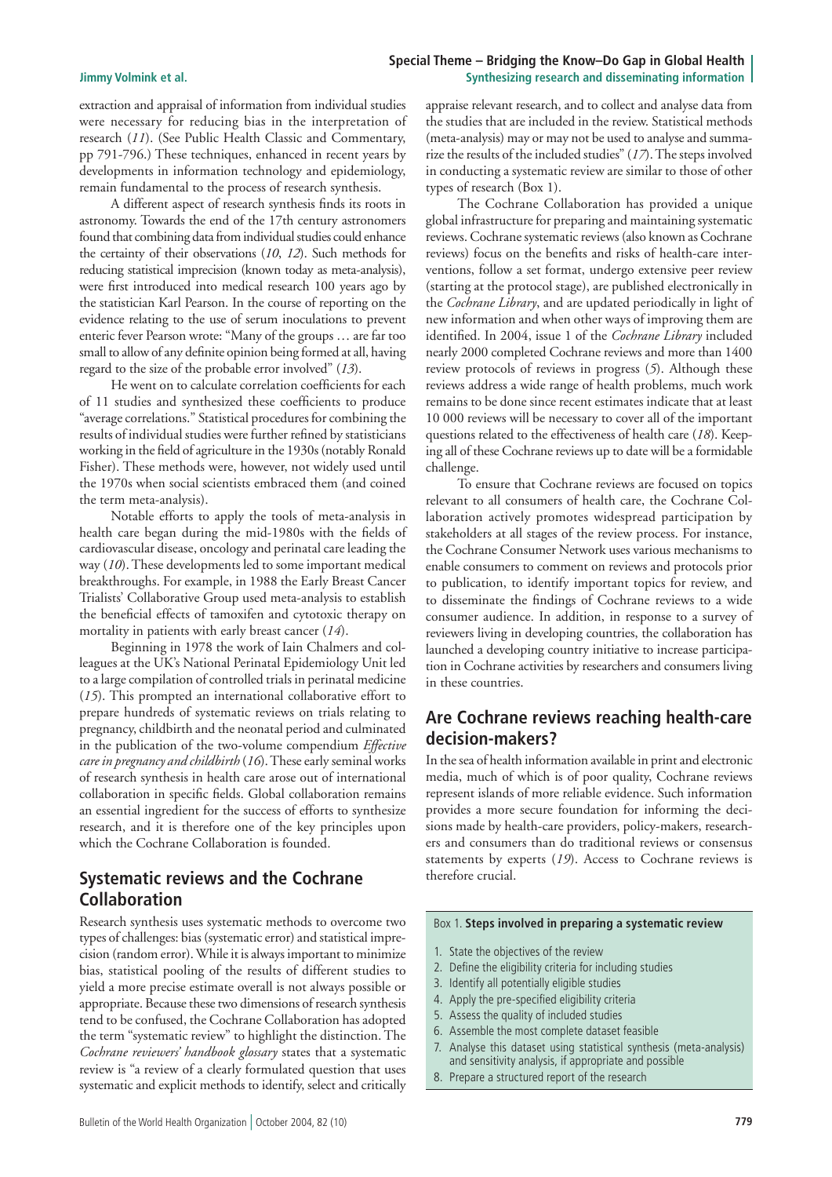extraction and appraisal of information from individual studies were necessary for reducing bias in the interpretation of research (*11*). (See Public Health Classic and Commentary, pp 791-796.) These techniques, enhanced in recent years by developments in information technology and epidemiology, remain fundamental to the process of research synthesis.

A different aspect of research synthesis finds its roots in astronomy. Towards the end of the 17th century astronomers found that combining data from individual studies could enhance the certainty of their observations (*10*, *12*). Such methods for reducing statistical imprecision (known today as meta-analysis), were first introduced into medical research 100 years ago by the statistician Karl Pearson. In the course of reporting on the evidence relating to the use of serum inoculations to prevent enteric fever Pearson wrote: "Many of the groups … are far too small to allow of any definite opinion being formed at all, having regard to the size of the probable error involved" (*13*).

He went on to calculate correlation coefficients for each of 11 studies and synthesized these coefficients to produce "average correlations." Statistical procedures for combining the results of individual studies were further refined by statisticians working in the field of agriculture in the 1930s (notably Ronald Fisher). These methods were, however, not widely used until the 1970s when social scientists embraced them (and coined the term meta-analysis).

Notable efforts to apply the tools of meta-analysis in health care began during the mid-1980s with the fields of cardiovascular disease, oncology and perinatal care leading the way (*10*). These developments led to some important medical breakthroughs. For example, in 1988 the Early Breast Cancer Trialists' Collaborative Group used meta-analysis to establish the beneficial effects of tamoxifen and cytotoxic therapy on mortality in patients with early breast cancer (*14*).

Beginning in 1978 the work of Iain Chalmers and colleagues at the UK's National Perinatal Epidemiology Unit led to a large compilation of controlled trials in perinatal medicine (*15*). This prompted an international collaborative effort to prepare hundreds of systematic reviews on trials relating to pregnancy, childbirth and the neonatal period and culminated in the publication of the two-volume compendium *Effective care in pregnancy and childbirth* (*16*). These early seminal works of research synthesis in health care arose out of international collaboration in specific fields. Global collaboration remains an essential ingredient for the success of efforts to synthesize research, and it is therefore one of the key principles upon which the Cochrane Collaboration is founded.

## Systematic reviews and the Cochrane Collaboration

Research synthesis uses systematic methods to overcome two types of challenges: bias (systematic error) and statistical imprecision (random error). While it is always important to minimize bias, statistical pooling of the results of different studies to yield a more precise estimate overall is not always possible or appropriate. Because these two dimensions of research synthesis tend to be confused, the Cochrane Collaboration has adopted the term "systematic review" to highlight the distinction. The *Cochrane reviewers' handbook glossary* states that a systematic review is "a review of a clearly formulated question that uses systematic and explicit methods to identify, select and critically appraise relevant research, and to collect and analyse data from the studies that are included in the review. Statistical methods (meta-analysis) may or may not be used to analyse and summarize the results of the included studies" (*17*). The steps involved in conducting a systematic review are similar to those of other types of research (Box 1).

The Cochrane Collaboration has provided a unique global infrastructure for preparing and maintaining systematic reviews. Cochrane systematic reviews (also known as Cochrane reviews) focus on the benefits and risks of health-care interventions, follow a set format, undergo extensive peer review (starting at the protocol stage), are published electronically in the *Cochrane Library*, and are updated periodically in light of new information and when other ways of improving them are identified. In 2004, issue 1 of the *Cochrane Library* included nearly 2000 completed Cochrane reviews and more than 1400 review protocols of reviews in progress (*5*). Although these reviews address a wide range of health problems, much work remains to be done since recent estimates indicate that at least 10 000 reviews will be necessary to cover all of the important questions related to the effectiveness of health care (*18*). Keeping all of these Cochrane reviews up to date will be a formidable challenge.

To ensure that Cochrane reviews are focused on topics relevant to all consumers of health care, the Cochrane Collaboration actively promotes widespread participation by stakeholders at all stages of the review process. For instance, the Cochrane Consumer Network uses various mechanisms to enable consumers to comment on reviews and protocols prior to publication, to identify important topics for review, and to disseminate the findings of Cochrane reviews to a wide consumer audience. In addition, in response to a survey of reviewers living in developing countries, the collaboration has launched a developing country initiative to increase participation in Cochrane activities by researchers and consumers living in these countries.

## Are Cochrane reviews reaching health-care decision-makers?

In the sea of health information available in print and electronic media, much of which is of poor quality, Cochrane reviews represent islands of more reliable evidence. Such information provides a more secure foundation for informing the decisions made by health-care providers, policy-makers, researchers and consumers than do traditional reviews or consensus statements by experts (*19*). Access to Cochrane reviews is therefore crucial.

Box 1. **Steps involved in preparing a systematic review**

1. State the objectives of the review
2. Define the eligibility criteria for including studies
3. Identify all potentially eligible studies
4. Apply the pre-specified eligibility criteria
5. Assess the quality of included studies
6. Assemble the most complete dataset feasible
7. Analyse this dataset using statistical synthesis (meta-analysis) and sensitivity analysis, if appropriate and possible
8. Prepare a structured report of the research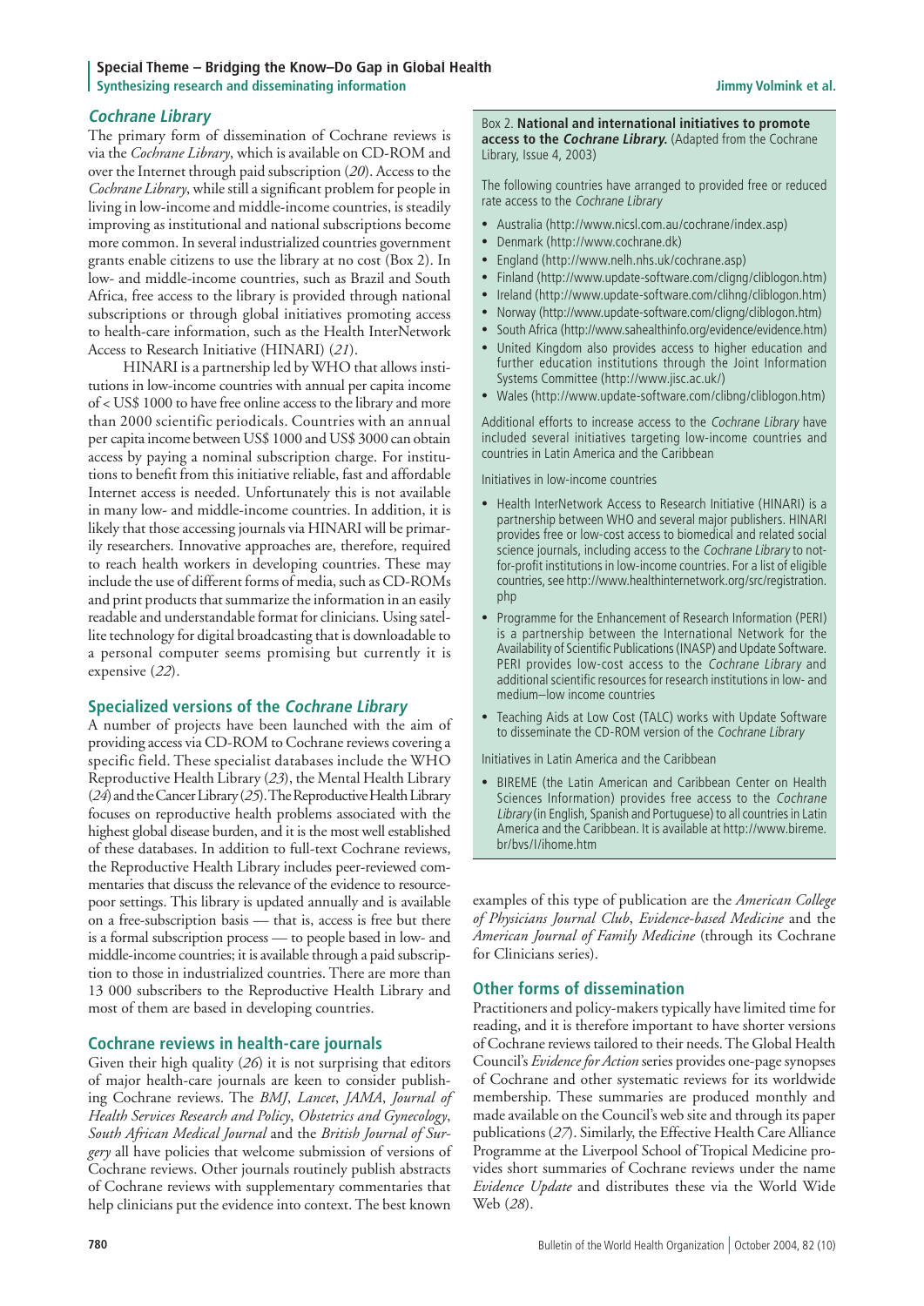## *Cochrane Library*

The primary form of dissemination of Cochrane reviews is via the *Cochrane Library*, which is available on CD-ROM and over the Internet through paid subscription (*20*). Access to the *Cochrane Library*, while still a significant problem for people in living in low-income and middle-income countries, is steadily improving as institutional and national subscriptions become more common. In several industrialized countries government grants enable citizens to use the library at no cost (Box 2). In low- and middle-income countries, such as Brazil and South Africa, free access to the library is provided through national subscriptions or through global initiatives promoting access to health-care information, such as the Health InterNetwork Access to Research Initiative (HINARI) (*21*).

HINARI is a partnership led by WHO that allows institutions in low-income countries with annual per capita income of < US$ 1000 to have free online access to the library and more than 2000 scientific periodicals. Countries with an annual per capita income between US$ 1000 and US$ 3000 can obtain access by paying a nominal subscription charge. For institutions to benefit from this initiative reliable, fast and affordable Internet access is needed. Unfortunately this is not available in many low- and middle-income countries. In addition, it is likely that those accessing journals via HINARI will be primarily researchers. Innovative approaches are, therefore, required to reach health workers in developing countries. These may include the use of different forms of media, such as CD-ROMs and print products that summarize the information in an easily readable and understandable format for clinicians. Using satellite technology for digital broadcasting that is downloadable to a personal computer seems promising but currently it is expensive (*22*).

## Specialized versions of the *Cochrane Library*

A number of projects have been launched with the aim of providing access via CD-ROM to Cochrane reviews covering a specific field. These specialist databases include the WHO Reproductive Health Library (*23*), the Mental Health Library (*24*) and the Cancer Library (*25*). The Reproductive Health Library focuses on reproductive health problems associated with the highest global disease burden, and it is the most well established of these databases. In addition to full-text Cochrane reviews, the Reproductive Health Library includes peer-reviewed commentaries that discuss the relevance of the evidence to resource-poor settings. This library is updated annually and is available on a free-subscription basis — that is, access is free but there is a formal subscription process — to people based in low- and middle-income countries; it is available through a paid subscription to those in industrialized countries. There are more than 13 000 subscribers to the Reproductive Health Library and most of them are based in developing countries.

## Cochrane reviews in health-care journals

Given their high quality (*26*) it is not surprising that editors of major health-care journals are keen to consider publishing Cochrane reviews. The *BMJ*, *Lancet*, *JAMA*, *Journal of Health Services Research and Policy*, *Obstetrics and Gynecology*, *South African Medical Journal* and the *British Journal of Surgery* all have policies that welcome submission of versions of Cochrane reviews. Other journals routinely publish abstracts of Cochrane reviews with supplementary commentaries that help clinicians put the evidence into context. The best known examples of this type of publication are the *American College of Physicians Journal Club*, *Evidence-based Medicine* and the *American Journal of Family Medicine* (through its Cochrane for Clinicians series).

> Box 2. **National and international initiatives to promote access to the *Cochrane Library*.** (Adapted from the Cochrane Library, Issue 4, 2003)
>
> The following countries have arranged to provided free or reduced rate access to the *Cochrane Library*
>
> - Australia (http://www.nicsl.com.au/cochrane/index.asp)
> - Denmark (http://www.cochrane.dk)
> - England (http://www.nelh.nhs.uk/cochrane.asp)
> - Finland (http://www.update-software.com/cligng/cliblogon.htm)
> - Ireland (http://www.update-software.com/clihng/cliblogon.htm)
> - Norway (http://www.update-software.com/cligng/cliblogon.htm)
> - South Africa (http://www.sahealthinfo.org/evidence/evidence.htm)
> - United Kingdom also provides access to higher education and further education institutions through the Joint Information Systems Committee (http://www.jisc.ac.uk/)
> - Wales (http://www.update-software.com/clibng/cliblogon.htm)
>
> Additional efforts to increase access to the *Cochrane Library* have included several initiatives targeting low-income countries and countries in Latin America and the Caribbean
>
> Initiatives in low-income countries
>
> - Health InterNetwork Access to Research Initiative (HINARI) is a partnership between WHO and several major publishers. HINARI provides free or low-cost access to biomedical and related social science journals, including access to the *Cochrane Library* to not-for-profit institutions in low-income countries. For a list of eligible countries, see http://www.healthinternetwork.org/src/registration.php
> - Programme for the Enhancement of Research Information (PERI) is a partnership between the International Network for the Availability of Scientific Publications (INASP) and Update Software. PERI provides low-cost access to the *Cochrane Library* and additional scientific resources for research institutions in low- and medium–low income countries
> - Teaching Aids at Low Cost (TALC) works with Update Software to disseminate the CD-ROM version of the *Cochrane Library*
>
> Initiatives in Latin America and the Caribbean
>
> - BIREME (the Latin American and Caribbean Center on Health Sciences Information) provides free access to the *Cochrane Library* (in English, Spanish and Portuguese) to all countries in Latin America and the Caribbean. It is available at http://www.bireme.br/bvs/I/ihome.htm

## Other forms of dissemination

Practitioners and policy-makers typically have limited time for reading, and it is therefore important to have shorter versions of Cochrane reviews tailored to their needs. The Global Health Council's *Evidence for Action* series provides one-page synopses of Cochrane and other systematic reviews for its worldwide membership. These summaries are produced monthly and made available on the Council's web site and through its paper publications (*27*). Similarly, the Effective Health Care Alliance Programme at the Liverpool School of Tropical Medicine provides short summaries of Cochrane reviews under the name *Evidence Update* and distributes these via the World Wide Web (*28*).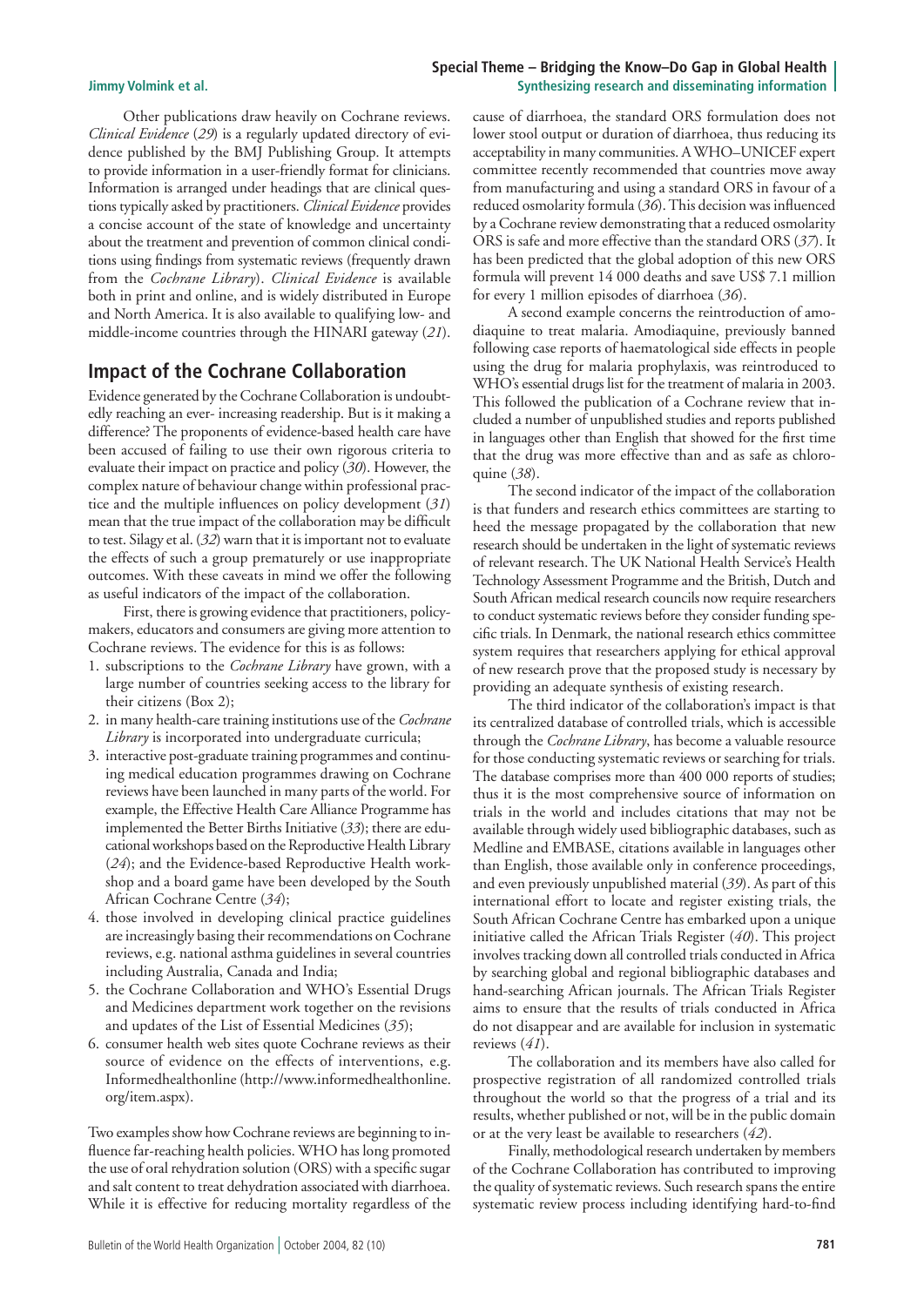Other publications draw heavily on Cochrane reviews. *Clinical Evidence* (*29*) is a regularly updated directory of evidence published by the BMJ Publishing Group. It attempts to provide information in a user-friendly format for clinicians. Information is arranged under headings that are clinical questions typically asked by practitioners. *Clinical Evidence* provides a concise account of the state of knowledge and uncertainty about the treatment and prevention of common clinical conditions using findings from systematic reviews (frequently drawn from the *Cochrane Library*). *Clinical Evidence* is available both in print and online, and is widely distributed in Europe and North America. It is also available to qualifying low- and middle-income countries through the HINARI gateway (*21*).

## Impact of the Cochrane Collaboration

Evidence generated by the Cochrane Collaboration is undoubtedly reaching an ever- increasing readership. But is it making a difference? The proponents of evidence-based health care have been accused of failing to use their own rigorous criteria to evaluate their impact on practice and policy (*30*). However, the complex nature of behaviour change within professional practice and the multiple influences on policy development (*31*) mean that the true impact of the collaboration may be difficult to test. Silagy et al. (*32*) warn that it is important not to evaluate the effects of such a group prematurely or use inappropriate outcomes. With these caveats in mind we offer the following as useful indicators of the impact of the collaboration.

First, there is growing evidence that practitioners, policy-makers, educators and consumers are giving more attention to Cochrane reviews. The evidence for this is as follows:

1. subscriptions to the *Cochrane Library* have grown, with a large number of countries seeking access to the library for their citizens (Box 2);
2. in many health-care training institutions use of the *Cochrane Library* is incorporated into undergraduate curricula;
3. interactive post-graduate training programmes and continuing medical education programmes drawing on Cochrane reviews have been launched in many parts of the world. For example, the Effective Health Care Alliance Programme has implemented the Better Births Initiative (*33*); there are educational workshops based on the Reproductive Health Library (*24*); and the Evidence-based Reproductive Health workshop and a board game have been developed by the South African Cochrane Centre (*34*);
4. those involved in developing clinical practice guidelines are increasingly basing their recommendations on Cochrane reviews, e.g. national asthma guidelines in several countries including Australia, Canada and India;
5. the Cochrane Collaboration and WHO's Essential Drugs and Medicines department work together on the revisions and updates of the List of Essential Medicines (*35*);
6. consumer health web sites quote Cochrane reviews as their source of evidence on the effects of interventions, e.g. Informedhealthonline (http://www.informedhealthonline.org/item.aspx).

Two examples show how Cochrane reviews are beginning to influence far-reaching health policies. WHO has long promoted the use of oral rehydration solution (ORS) with a specific sugar and salt content to treat dehydration associated with diarrhoea. While it is effective for reducing mortality regardless of the cause of diarrhoea, the standard ORS formulation does not lower stool output or duration of diarrhoea, thus reducing its acceptability in many communities. A WHO–UNICEF expert committee recently recommended that countries move away from manufacturing and using a standard ORS in favour of a reduced osmolarity formula (*36*). This decision was influenced by a Cochrane review demonstrating that a reduced osmolarity ORS is safe and more effective than the standard ORS (*37*). It has been predicted that the global adoption of this new ORS formula will prevent 14 000 deaths and save US$ 7.1 million for every 1 million episodes of diarrhoea (*36*).

A second example concerns the reintroduction of amodiaquine to treat malaria. Amodiaquine, previously banned following case reports of haematological side effects in people using the drug for malaria prophylaxis, was reintroduced to WHO's essential drugs list for the treatment of malaria in 2003. This followed the publication of a Cochrane review that included a number of unpublished studies and reports published in languages other than English that showed for the first time that the drug was more effective than and as safe as chloroquine (*38*).

The second indicator of the impact of the collaboration is that funders and research ethics committees are starting to heed the message propagated by the collaboration that new research should be undertaken in the light of systematic reviews of relevant research. The UK National Health Service's Health Technology Assessment Programme and the British, Dutch and South African medical research councils now require researchers to conduct systematic reviews before they consider funding specific trials. In Denmark, the national research ethics committee system requires that researchers applying for ethical approval of new research prove that the proposed study is necessary by providing an adequate synthesis of existing research.

The third indicator of the collaboration's impact is that its centralized database of controlled trials, which is accessible through the *Cochrane Library*, has become a valuable resource for those conducting systematic reviews or searching for trials. The database comprises more than 400 000 reports of studies; thus it is the most comprehensive source of information on trials in the world and includes citations that may not be available through widely used bibliographic databases, such as Medline and EMBASE, citations available in languages other than English, those available only in conference proceedings, and even previously unpublished material (*39*). As part of this international effort to locate and register existing trials, the South African Cochrane Centre has embarked upon a unique initiative called the African Trials Register (*40*). This project involves tracking down all controlled trials conducted in Africa by searching global and regional bibliographic databases and hand-searching African journals. The African Trials Register aims to ensure that the results of trials conducted in Africa do not disappear and are available for inclusion in systematic reviews (*41*).

The collaboration and its members have also called for prospective registration of all randomized controlled trials throughout the world so that the progress of a trial and its results, whether published or not, will be in the public domain or at the very least be available to researchers (*42*).

Finally, methodological research undertaken by members of the Cochrane Collaboration has contributed to improving the quality of systematic reviews. Such research spans the entire systematic review process including identifying hard-to-find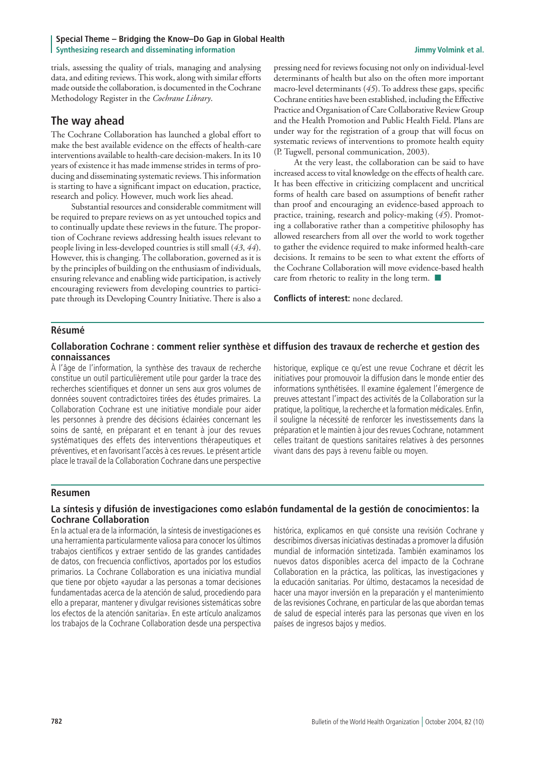trials, assessing the quality of trials, managing and analysing data, and editing reviews. This work, along with similar efforts made outside the collaboration, is documented in the Cochrane Methodology Register in the *Cochrane Library*.

## The way ahead

The Cochrane Collaboration has launched a global effort to make the best available evidence on the effects of health-care interventions available to health-care decision-makers. In its 10 years of existence it has made immense strides in terms of producing and disseminating systematic reviews. This information is starting to have a significant impact on education, practice, research and policy. However, much work lies ahead.

Substantial resources and considerable commitment will be required to prepare reviews on as yet untouched topics and to continually update these reviews in the future. The proportion of Cochrane reviews addressing health issues relevant to people living in less-developed countries is still small (*43*, *44*). However, this is changing. The collaboration, governed as it is by the principles of building on the enthusiasm of individuals, ensuring relevance and enabling wide participation, is actively encouraging reviewers from developing countries to participate through its Developing Country Initiative. There is also a pressing need for reviews focusing not only on individual-level determinants of health but also on the often more important macro-level determinants (*45*). To address these gaps, specific Cochrane entities have been established, including the Effective Practice and Organisation of Care Collaborative Review Group and the Health Promotion and Public Health Field. Plans are under way for the registration of a group that will focus on systematic reviews of interventions to promote health equity (P. Tugwell, personal communication, 2003).

At the very least, the collaboration can be said to have increased access to vital knowledge on the effects of health care. It has been effective in criticizing complacent and uncritical forms of health care based on assumptions of benefit rather than proof and encouraging an evidence-based approach to practice, training, research and policy-making (*45*). Promoting a collaborative rather than a competitive philosophy has allowed researchers from all over the world to work together to gather the evidence required to make informed health-care decisions. It remains to be seen to what extent the efforts of the Cochrane Collaboration will move evidence-based health care from rhetoric to reality in the long term. ■

**Conflicts of interest:** none declared.

## Résumé

### Collaboration Cochrane : comment relier synthèse et diffusion des travaux de recherche et gestion des connaissances

À l'âge de l'information, la synthèse des travaux de recherche constitue un outil particulièrement utile pour garder la trace des recherches scientifiques et donner un sens aux gros volumes de données souvent contradictoires tirées des études primaires. La Collaboration Cochrane est une initiative mondiale pour aider les personnes à prendre des décisions éclairées concernant les soins de santé, en préparant et en tenant à jour des revues systématiques des effets des interventions thérapeutiques et préventives, et en favorisant l'accès à ces revues. Le présent article place le travail de la Collaboration Cochrane dans une perspective historique, explique ce qu'est une revue Cochrane et décrit les initiatives pour promouvoir la diffusion dans le monde entier des informations synthétisées. Il examine également l'émergence de preuves attestant l'impact des activités de la Collaboration sur la pratique, la politique, la recherche et la formation médicales. Enfin, il souligne la nécessité de renforcer les investissements dans la préparation et le maintien à jour des revues Cochrane, notamment celles traitant de questions sanitaires relatives à des personnes vivant dans des pays à revenu faible ou moyen.

## Resumen

### La síntesis y difusión de investigaciones como eslabón fundamental de la gestión de conocimientos: la Cochrane Collaboration

En la actual era de la información, la síntesis de investigaciones es una herramienta particularmente valiosa para conocer los últimos trabajos científicos y extraer sentido de las grandes cantidades de datos, con frecuencia conflictivos, aportados por los estudios primarios. La Cochrane Collaboration es una iniciativa mundial que tiene por objeto «ayudar a las personas a tomar decisiones fundamentadas acerca de la atención de salud, procediendo para ello a preparar, mantener y divulgar revisiones sistemáticas sobre los efectos de la atención sanitaria». En este artículo analizamos los trabajos de la Cochrane Collaboration desde una perspectiva histórica, explicamos en qué consiste una revisión Cochrane y describimos diversas iniciativas destinadas a promover la difusión mundial de información sintetizada. También examinamos los nuevos datos disponibles acerca del impacto de la Cochrane Collaboration en la práctica, las políticas, las investigaciones y la educación sanitarias. Por último, destacamos la necesidad de hacer una mayor inversión en la preparación y el mantenimiento de las revisiones Cochrane, en particular de las que abordan temas de salud de especial interés para las personas que viven en los países de ingresos bajos y medios.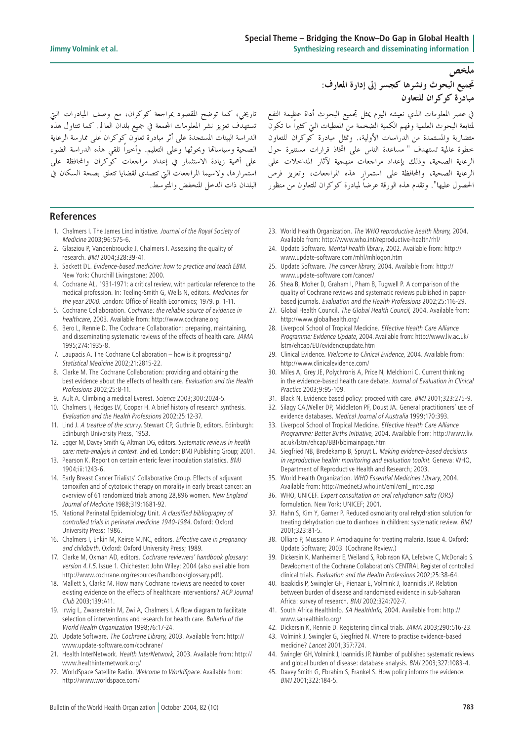## ملخص

### تجميع البحوث ونشرها كجسر إلى إدارة المعارف: مبادرة كوكران للتعاون

في عصر المعلومات الذي نعيشه اليوم يمثل تجميع البحوث أداة عظيمة النفع لمتابعة البحوث العلمية وفهم الكمية الضخمة من المعطيات التي كثيراً ما تكون متضاربة والمستمدة من الدراسات الأولية،. وتمثل مبادرة كوكران للتعاون خطوة عالمية تستهدف " مساعدة الناس على اتخاذ قرارات مستنيرة حول الرعاية الصحية، وذلك بإعداد مراجعات منهجية لآثار المداخلات على الرعاية الصحية، والمحافظة على استمرار هذه المراجعات، وتعزيز فرص الحصول عليها". وتقدم هذه الورقة عرضاً لمبادرة كوكران للتعاون من منظور تاريخي، كما توضح المقصود بمراجعة كوكران، مع وصف المبادرات التي تستهدف تعزيز نشر المعلومات المجمعة في جميع بلدان العالم. كما تتناول هذه الدراسة البينات المستجدة على أثر مبادرة تعاون كوكران على ممارسة الرعاية الصحية وسياساتها وبحوثها وعلى التعليم. وأخيراً تلقي هذه الدراسة الضوء على أهمية زيادة الاستثمار في إعداد مراجعات كوكران والمحافظة على استمرارها، ولاسيما المراجعات التي تتصدى لقضايا تتعلق بصحة السكان في البلدان ذات الدخل المنخفض والمتوسط.

## References

1. Chalmers I. The James Lind initiative. *Journal of the Royal Society of Medicine* 2003;96:575-6.
2. Glasziou P, Vandenbroucke J, Chalmers I. Assessing the quality of research. *BMJ* 2004;328:39-41.
3. Sackett DL. *Evidence-based medicine: how to practice and teach EBM*. New York: Churchill Livingstone; 2000.
4. Cochrane AL. 1931-1971: a critical review, with particular reference to the medical profession. In: Teeling-Smith G, Wells N, editors. *Medicines for the year 2000*. London: Office of Health Economics; 1979. p. 1-11.
5. Cochrane Collaboration. *Cochrane: the reliable source of evidence in healthcare*, 2003. Available from: http://www.cochrane.org
6. Bero L, Rennie D. The Cochrane Collaboration: preparing, maintaining, and disseminating systematic reviews of the effects of health care. *JAMA* 1995;274:1935-8.
7. Laupacis A. The Cochrane Collaboration – how is it progressing? *Statistical Medicine* 2002;21:2815-22.
8. Clarke M. The Cochrane Collaboration: providing and obtaining the best evidence about the effects of health care. *Evaluation and the Health Professions* 2002;25:8-11.
9. Ault A. Climbing a medical Everest. *Science* 2003;300:2024-5.
10. Chalmers I, Hedges LV, Cooper H. A brief history of research synthesis. *Evaluation and the Health Professions* 2002;25:12-37.
11. Lind J. *A treatise of the scurvy*. Stewart CP, Guthrie D, editors. Edinburgh: Edinburgh University Press, 1953.
12. Egger M, Davey Smith G, Altman DG, editors. *Systematic reviews in health care: meta-analysis in context*. 2nd ed. London: BMJ Publishing Group; 2001.
13. Pearson K. Report on certain enteric fever inoculation statistics. *BMJ* 1904;iii:1243-6.
14. Early Breast Cancer Trialists' Collaborative Group. Effects of adjuvant tamoxifen and of cytotoxic therapy on morality in early breast cancer: an overview of 61 randomized trials among 28,896 women. *New England Journal of Medicine* 1988;319:1681-92.
15. National Perinatal Epidemiology Unit. *A classified bibliography of controlled trials in perinatal medicine 1940-1984*. Oxford: Oxford University Press; 1986.
16. Chalmers I, Enkin M, Keirse MJNC, editors. *Effective care in pregnancy and childbirth*. Oxford: Oxford University Press; 1989.
17. Clarke M, Oxman AD, editors. *Cochrane reviewers' handbook glossary: version 4.1.5*. Issue 1. Chichester: John Wiley; 2004 (also available from http://www.cochrane.org/resources/handbook/glossary.pdf).
18. Mallett S, Clarke M. How many Cochrane reviews are needed to cover existing evidence on the effects of healthcare interventions? *ACP Journal Club* 2003;139:A11.
19. Irwig L, Zwarenstein M, Zwi A, Chalmers I. A flow diagram to facilitate selection of interventions and research for health care. *Bulletin of the World Health Organization* 1998;76:17-24.
20. Update Software. *The Cochrane Library*, 2003. Available from: http://www.update-software.com/cochrane/
21. Health InterNetwork. *Health InterNetwork*, 2003. Available from: http://www.healthinternetwork.org/
22. WorldSpace Satellite Radio. *Welcome to WorldSpace*. Available from: http://www.worldspace.com/
23. World Health Organization. *The WHO reproductive health library*, 2004. Available from: http://www.who.int/reproductive-health/rhl/
24. Update Software. *Mental health library*, 2002. Available from: http://www.update-software.com/mhl/mhlogon.htm
25. Update Software. *The cancer library*, 2004. Available from: http://www.update-software.com/cancer/
26. Shea B, Moher D, Graham I, Pham B, Tugwell P. A comparison of the quality of Cochrane reviews and systematic reviews published in paper-based journals. *Evaluation and the Health Professions* 2002;25:116-29.
27. Global Health Council. *The Global Health Council*, 2004. Available from: http://www.globalhealth.org/
28. Liverpool School of Tropical Medicine. *Effective Health Care Alliance Programme: Evidence Update*, 2004. Available from: http://www.liv.ac.uk/lstm/ehcap/EU/evidenceupdate.htm
29. Clinical Evidence. *Welcome to Clinical Evidence*, 2004. Available from: http://www.clinicalevidence.com/
30. Miles A, Grey JE, Polychronis A, Price N, Melchiorri C. Current thinking in the evidence-based health care debate. *Journal of Evaluation in Clinical Practice* 2003;9:95-109.
31. Black N. Evidence based policy: proceed with care. *BMJ* 2001;323:275-9.
32. Silagy CA,Weller DP, Middleton PF, Doust JA. General practitioners' use of evidence databases. *Medical Journal of Australia* 1999;170:393.
33. Liverpool School of Tropical Medicine. *Effective Health Care Alliance Programme: Better Births Initiative*, 2004. Available from: http://www.liv.ac.uk/lstm/ehcap/BBI/bbimainpage.htm
34. Siegfried NB, Bredekamp B, Spruyt L. *Making evidence-based decisions in reproductive health: monitoring and evaluation toolkit*. Geneva: WHO, Department of Reproductive Health and Research; 2003.
35. World Health Organization. *WHO Essential Medicines Library*, 2004. Available from: http://mednet3.who.int/eml/eml_intro.asp
36. WHO, UNICEF. *Expert consultation on oral rehydration salts (ORS) formulation*. New York: UNICEF; 2001.
37. Hahn S, Kim Y, Garner P. Reduced osmolarity oral rehydration solution for treating dehydration due to diarrhoea in children: systematic review. *BMJ* 2001;323:81-5.
38. Olliaro P, Mussano P. Amodiaquine for treating malaria. Issue 4. Oxford: Update Software; 2003. (Cochrane Review.)
39. Dickersin K, Manheimer E, Weiland S, Robinson KA, Lefebvre C, McDonald S. Development of the Cochrane Collaboration's CENTRAL Register of controlled clinical trials. *Evaluation and the Health Professions* 2002;25:38-64.
40. Isaakidis P, Swingler GH, Pienaar E, Volmink J, Ioannidis JP. Relation between burden of disease and randomised evidence in sub-Saharan Africa: survey of research. *BMJ* 2002;324:702-7.
41. South Africa HealthInfo. *SA HealthInfo*, 2004. Available from: http://www.sahealthinfo.org/
42. Dickersin K, Rennie D. Registering clinical trials. *JAMA* 2003;290:516-23.
43. Volmink J, Swingler G, Siegfried N. Where to practise evidence-based medicine? *Lancet* 2001;357:724.
44. Swingler GH, Volmink J, Ioannidis JP. Number of published systematic reviews and global burden of disease: database analysis. *BMJ* 2003;327:1083-4.
45. Davey Smith G, Ebrahim S, Frankel S. How policy informs the evidence. *BMJ* 2001;322:184-5.